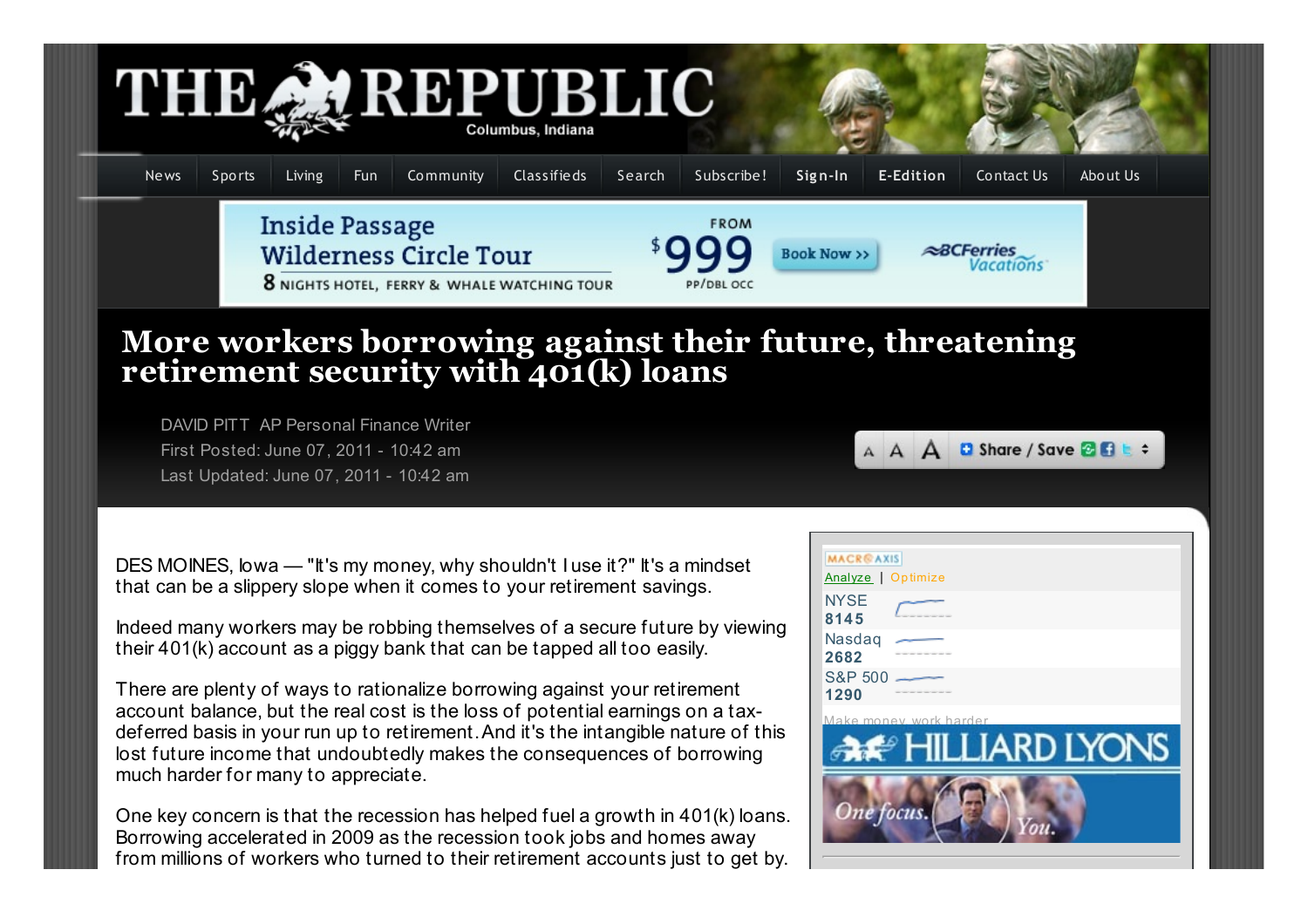# More workers borrowing against their future, threatening retirement security with 401(k) loans

DAVID PITT AP Personal Finance Writer
First Posted: June 07, 2011 - 10:42 am
Last Updated: June 07, 2011 - 10:42 am

DES MOINES, Iowa — "It's my money, why shouldn't I use it?" It's a mindset that can be a slippery slope when it comes to your retirement savings.

Indeed many workers may be robbing themselves of a secure future by viewing their 401(k) account as a piggy bank that can be tapped all too easily.

There are plenty of ways to rationalize borrowing against your retirement account balance, but the real cost is the loss of potential earnings on a tax-deferred basis in your run up to retirement. And it's the intangible nature of this lost future income that undoubtedly makes the consequences of borrowing much harder for many to appreciate.

One key concern is that the recession has helped fuel a growth in 401(k) loans. Borrowing accelerated in 2009 as the recession took jobs and homes away from millions of workers who turned to their retirement accounts just to get by.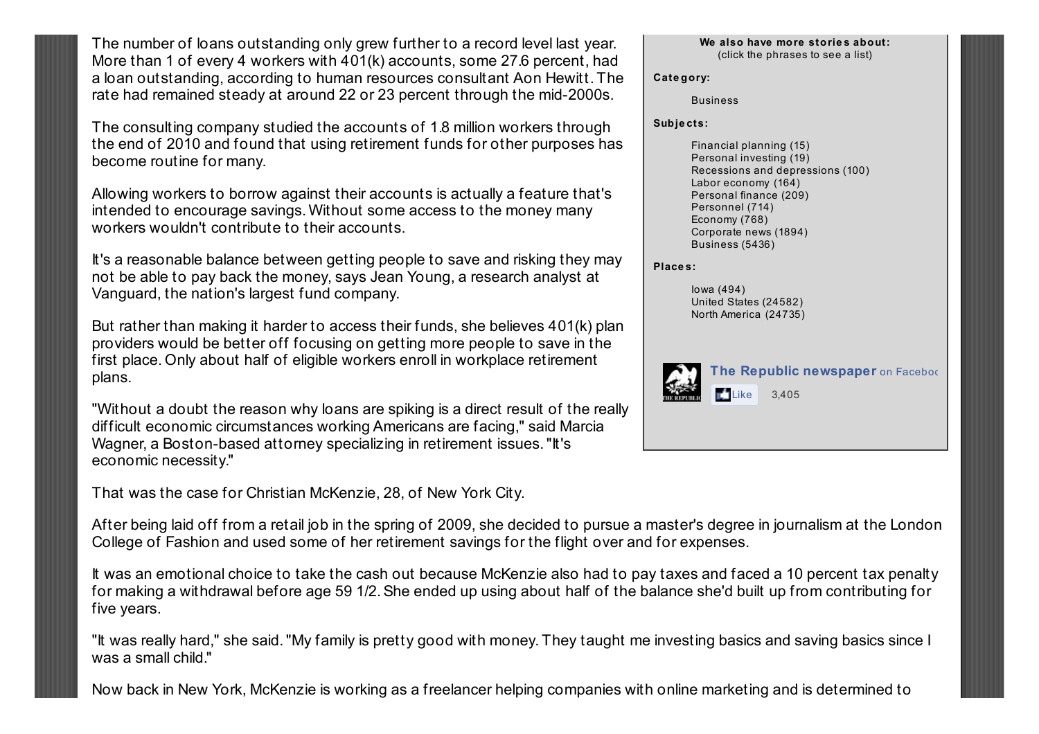The number of loans outstanding only grew further to a record level last year. More than 1 of every 4 workers with 401(k) accounts, some 27.6 percent, had a loan outstanding, according to human resources consultant Aon Hewitt. The rate had remained steady at around 22 or 23 percent through the mid-2000s.

The consulting company studied the accounts of 1.8 million workers through the end of 2010 and found that using retirement funds for other purposes has become routine for many.

Allowing workers to borrow against their accounts is actually a feature that's intended to encourage savings. Without some access to the money many workers wouldn't contribute to their accounts.

It's a reasonable balance between getting people to save and risking they may not be able to pay back the money, says Jean Young, a research analyst at Vanguard, the nation's largest fund company.

But rather than making it harder to access their funds, she believes 401(k) plan providers would be better off focusing on getting more people to save in the first place. Only about half of eligible workers enroll in workplace retirement plans.

"Without a doubt the reason why loans are spiking is a direct result of the really difficult economic circumstances working Americans are facing," said Marcia Wagner, a Boston-based attorney specializing in retirement issues. "It's economic necessity."

That was the case for Christian McKenzie, 28, of New York City.

After being laid off from a retail job in the spring of 2009, she decided to pursue a master's degree in journalism at the London College of Fashion and used some of her retirement savings for the flight over and for expenses.

It was an emotional choice to take the cash out because McKenzie also had to pay taxes and faced a 10 percent tax penalty for making a withdrawal before age 59 1/2. She ended up using about half of the balance she'd built up from contributing for five years.

"It was really hard," she said. "My family is pretty good with money. They taught me investing basics and saving basics since I was a small child."

Now back in New York, McKenzie is working as a freelancer helping companies with online marketing and is determined to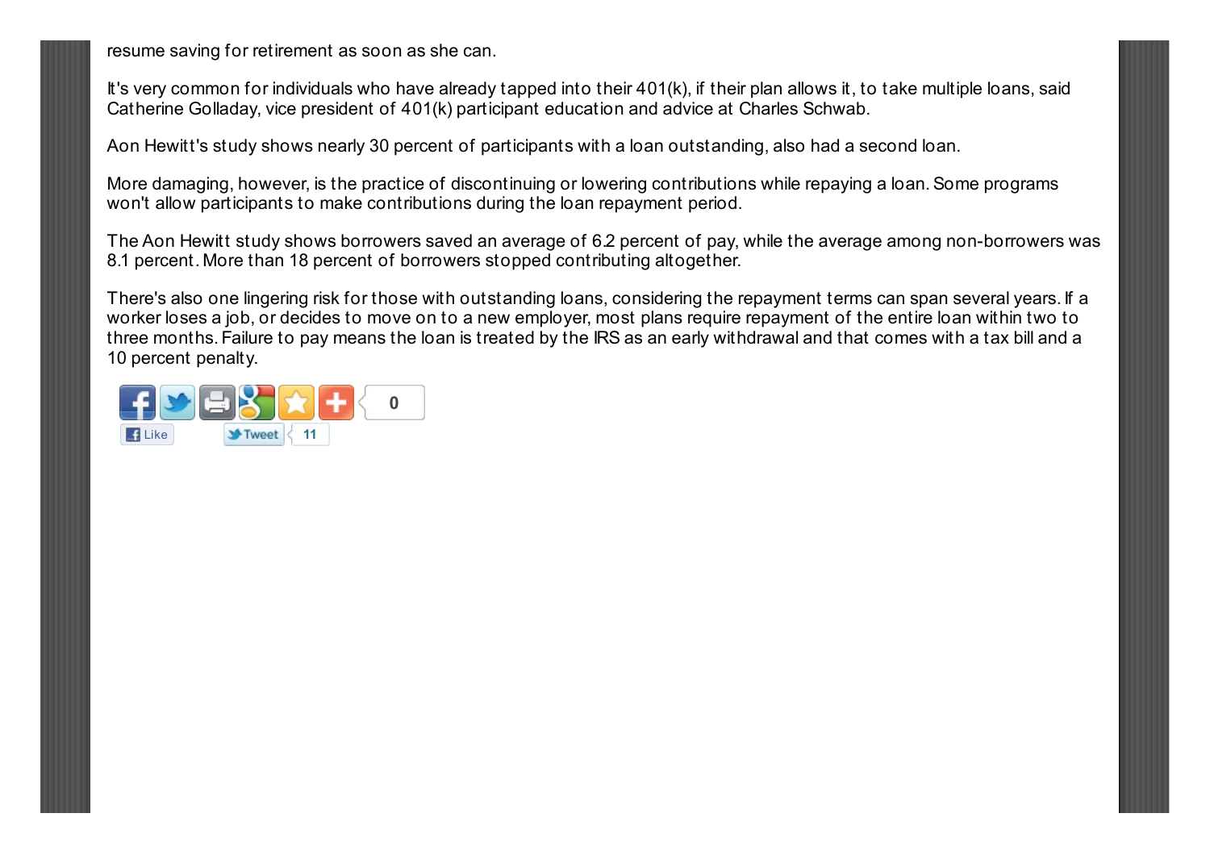resume saving for retirement as soon as she can.

It's very common for individuals who have already tapped into their 401(k), if their plan allows it, to take multiple loans, said Catherine Golladay, vice president of 401(k) participant education and advice at Charles Schwab.

Aon Hewitt's study shows nearly 30 percent of participants with a loan outstanding, also had a second loan.

More damaging, however, is the practice of discontinuing or lowering contributions while repaying a loan. Some programs won't allow participants to make contributions during the loan repayment period.

The Aon Hewitt study shows borrowers saved an average of 6.2 percent of pay, while the average among non-borrowers was 8.1 percent. More than 18 percent of borrowers stopped contributing altogether.

There's also one lingering risk for those with outstanding loans, considering the repayment terms can span several years. If a worker loses a job, or decides to move on to a new employer, most plans require repayment of the entire loan within two to three months. Failure to pay means the loan is treated by the IRS as an early withdrawal and that comes with a tax bill and a 10 percent penalty.

0

Like Tweet 11